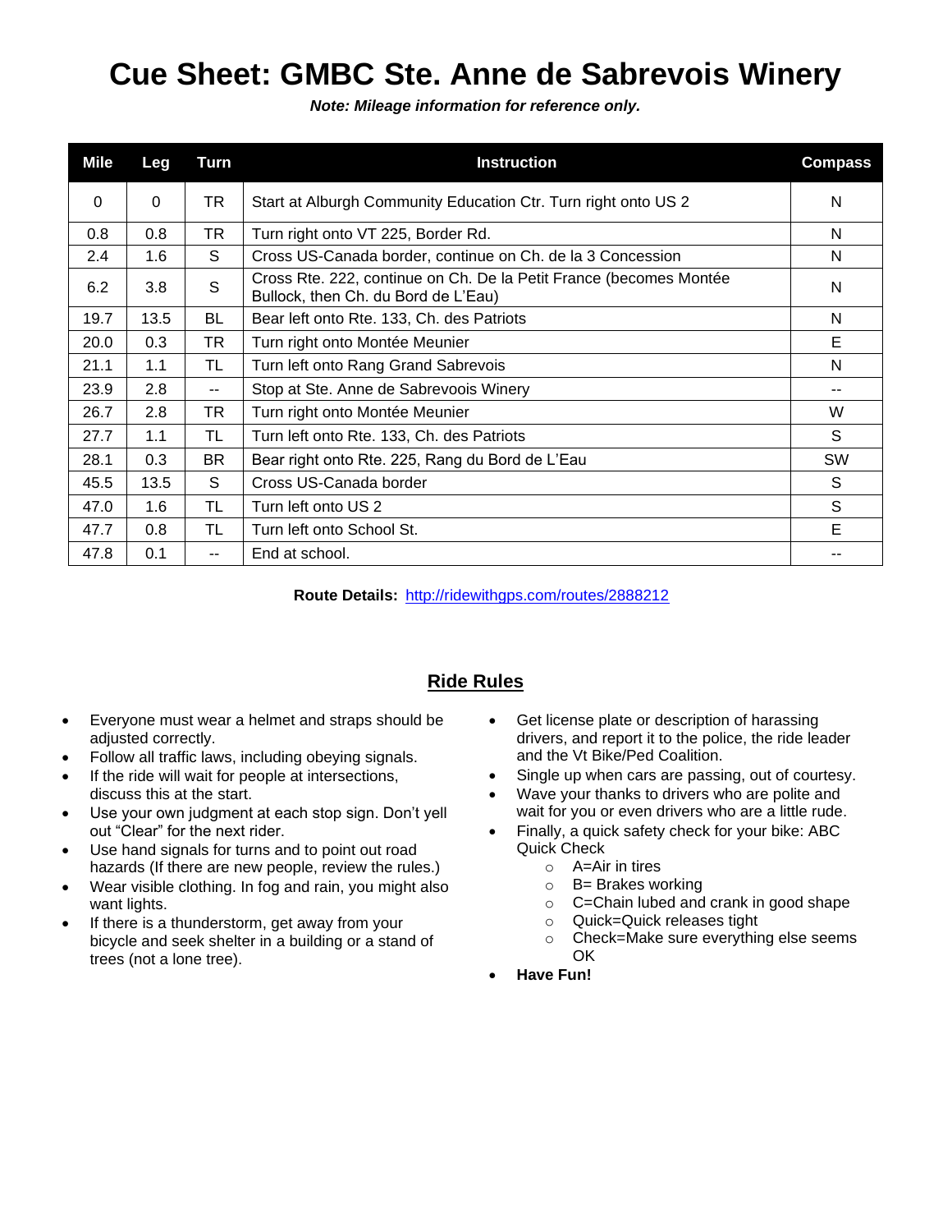# Cue Sheet: GMBC Ste. Anne de Sabrevois Winery

***Note: Mileage information for reference only.***

| Mile | Leg | Turn | Instruction | Compass |
|---|---|---|---|---|
| 0 | 0 | TR | Start at Alburgh Community Education Ctr. Turn right onto US 2 | N |
| 0.8 | 0.8 | TR | Turn right onto VT 225, Border Rd. | N |
| 2.4 | 1.6 | S | Cross US-Canada border, continue on Ch. de la 3 Concession | N |
| 6.2 | 3.8 | S | Cross Rte. 222, continue on Ch. De la Petit France (becomes Montée Bullock, then Ch. du Bord de L'Eau) | N |
| 19.7 | 13.5 | BL | Bear left onto Rte. 133, Ch. des Patriots | N |
| 20.0 | 0.3 | TR | Turn right onto Montée Meunier | E |
| 21.1 | 1.1 | TL | Turn left onto Rang Grand Sabrevois | N |
| 23.9 | 2.8 | -- | Stop at Ste. Anne de Sabrevoois Winery | -- |
| 26.7 | 2.8 | TR | Turn right onto Montée Meunier | W |
| 27.7 | 1.1 | TL | Turn left onto Rte. 133, Ch. des Patriots | S |
| 28.1 | 0.3 | BR | Bear right onto Rte. 225, Rang du Bord de L'Eau | SW |
| 45.5 | 13.5 | S | Cross US-Canada border | S |
| 47.0 | 1.6 | TL | Turn left onto US 2 | S |
| 47.7 | 0.8 | TL | Turn left onto School St. | E |
| 47.8 | 0.1 | -- | End at school. | -- |

**Route Details:** [http://ridewithgps.com/routes/2888212](http://ridewithgps.com/routes/2888212)

## Ride Rules

- Everyone must wear a helmet and straps should be adjusted correctly.
- Follow all traffic laws, including obeying signals.
- If the ride will wait for people at intersections, discuss this at the start.
- Use your own judgment at each stop sign. Don't yell out "Clear" for the next rider.
- Use hand signals for turns and to point out road hazards (If there are new people, review the rules.)
- Wear visible clothing. In fog and rain, you might also want lights.
- If there is a thunderstorm, get away from your bicycle and seek shelter in a building or a stand of trees (not a lone tree).
- Get license plate or description of harassing drivers, and report it to the police, the ride leader and the Vt Bike/Ped Coalition.
- Single up when cars are passing, out of courtesy.
- Wave your thanks to drivers who are polite and wait for you or even drivers who are a little rude.
- Finally, a quick safety check for your bike: ABC Quick Check
  - A=Air in tires
  - B= Brakes working
  - C=Chain lubed and crank in good shape
  - Quick=Quick releases tight
  - Check=Make sure everything else seems OK
- **Have Fun!**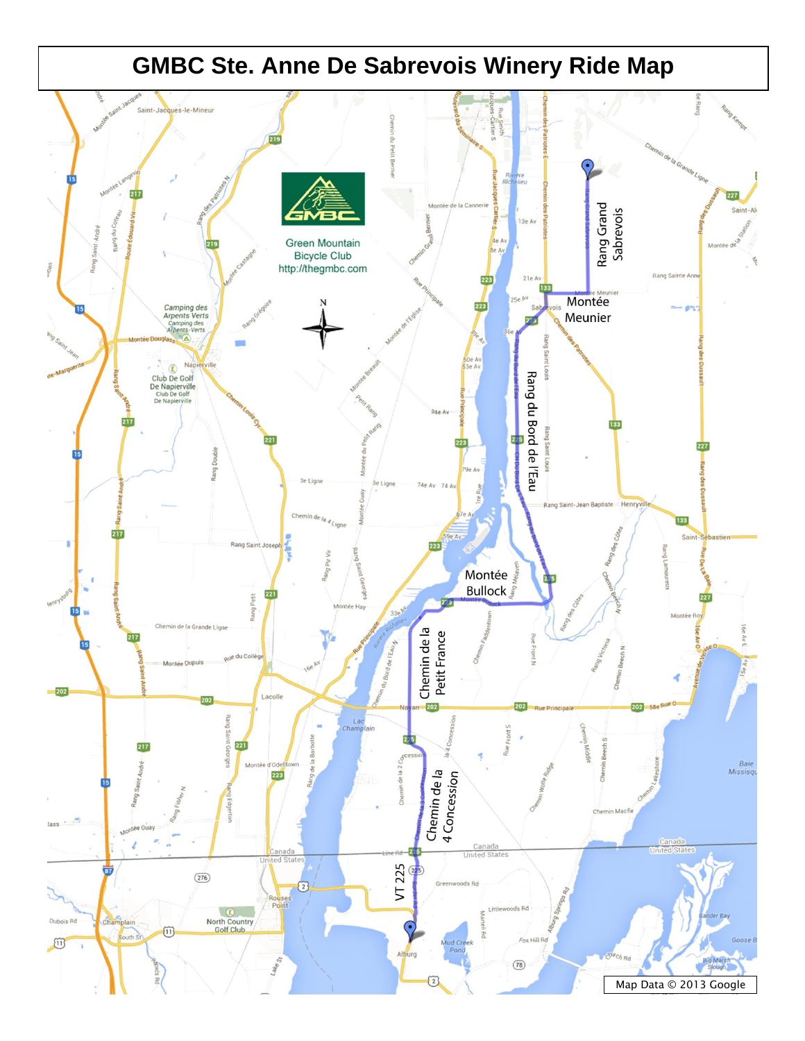# GMBC Ste. Anne De Sabrevois Winery Ride Map

Green Mountain Bicycle Club
http://thegmbc.com

Rang Grand Sabrevois

Montée Meunier

Rang du Bord de l'Eau

Montée Bullock

Chemin de la Petit France

Chemin de la 4 Concession

VT 225

Map Data © 2013 Google